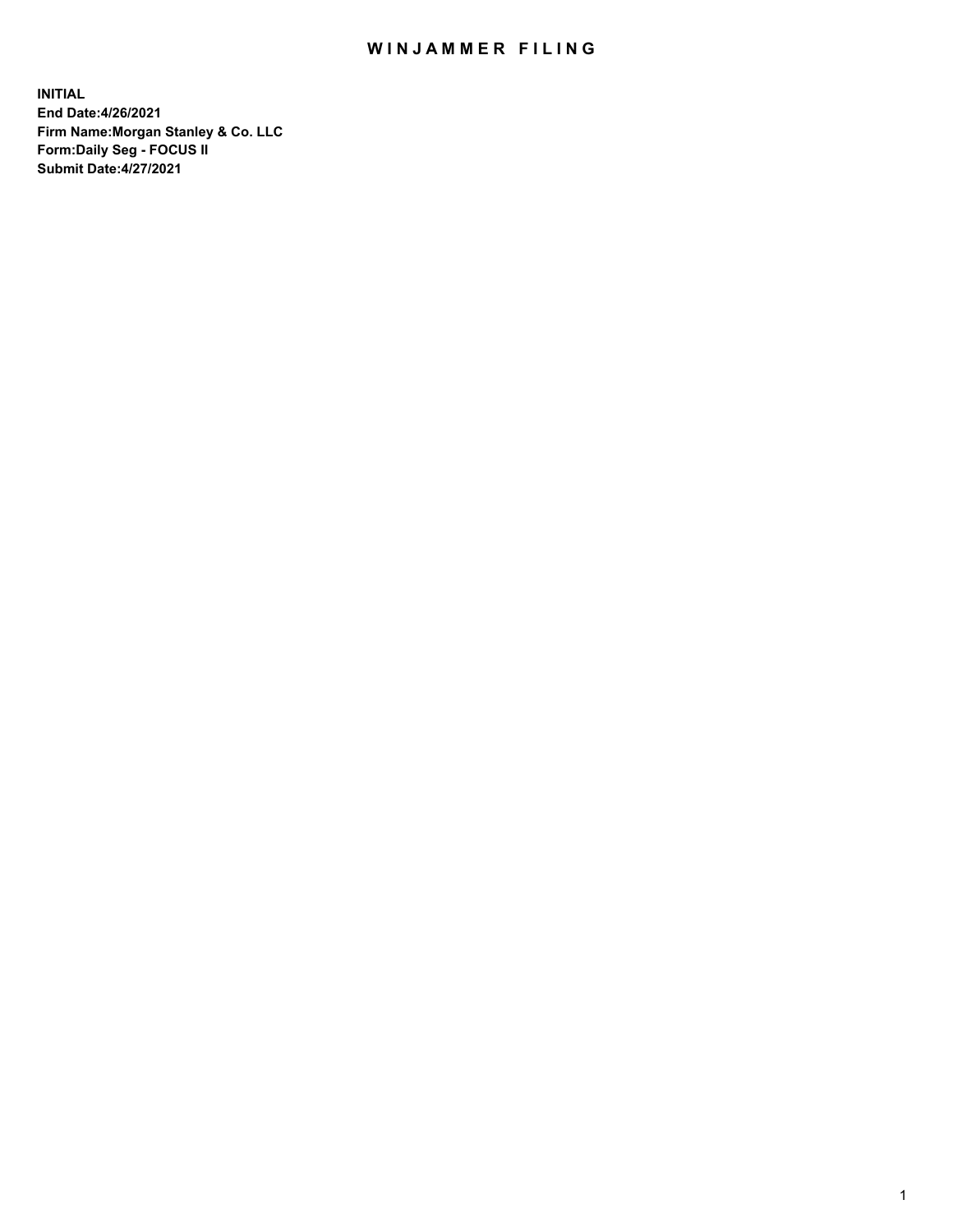# WINJAMMER FILING

**INITIAL**
**End Date:4/26/2021**
**Firm Name:Morgan Stanley & Co. LLC**
**Form:Daily Seg - FOCUS II**
**Submit Date:4/27/2021**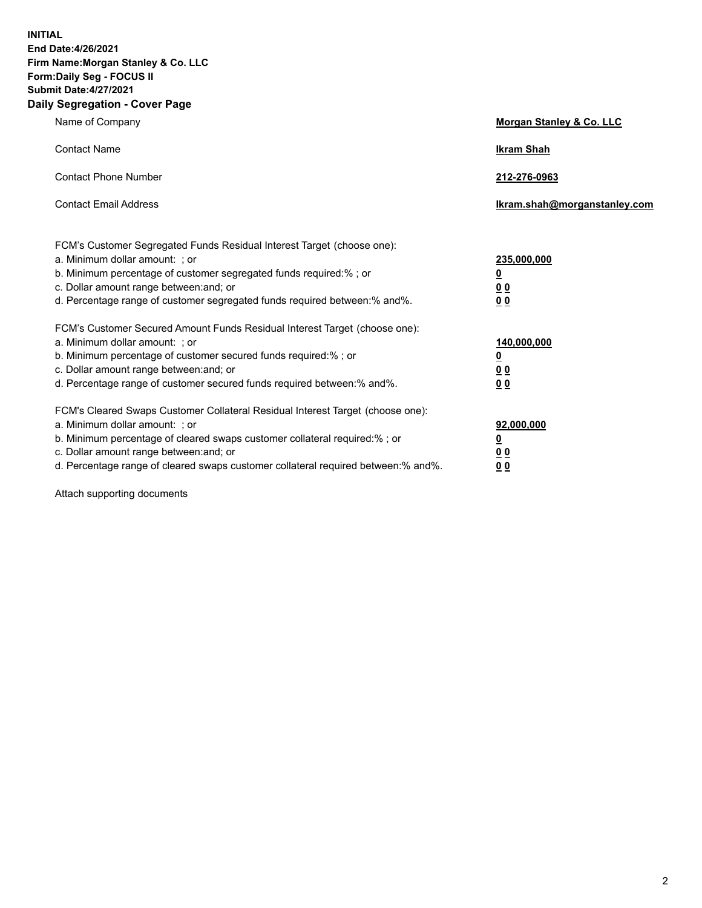**INITIAL**
**End Date:4/26/2021**
**Firm Name:Morgan Stanley & Co. LLC**
**Form:Daily Seg - FOCUS II**
**Submit Date:4/27/2021**

## Daily Segregation - Cover Page

| | |
|---|---|
| Name of Company | **Morgan Stanley & Co. LLC** |
| Contact Name | **Ikram Shah** |
| Contact Phone Number | **212-276-0963** |
| Contact Email Address | **Ikram.shah@morganstanley.com** |

FCM's Customer Segregated Funds Residual Interest Target (choose one):

| | |
|---|---|
| a. Minimum dollar amount: ; or | **235,000,000** |
| b. Minimum percentage of customer segregated funds required:% ; or | **0** |
| c. Dollar amount range between:and; or | **0 0** |
| d. Percentage range of customer segregated funds required between:% and%. | **0 0** |

FCM's Customer Secured Amount Funds Residual Interest Target (choose one):

| | |
|---|---|
| a. Minimum dollar amount: ; or | **140,000,000** |
| b. Minimum percentage of customer secured funds required:% ; or | **0** |
| c. Dollar amount range between:and; or | **0 0** |
| d. Percentage range of customer secured funds required between:% and%. | **0 0** |

FCM's Cleared Swaps Customer Collateral Residual Interest Target (choose one):

| | |
|---|---|
| a. Minimum dollar amount: ; or | **92,000,000** |
| b. Minimum percentage of cleared swaps customer collateral required:% ; or | **0** |
| c. Dollar amount range between:and; or | **0 0** |
| d. Percentage range of cleared swaps customer collateral required between:% and%. | **0 0** |

Attach supporting documents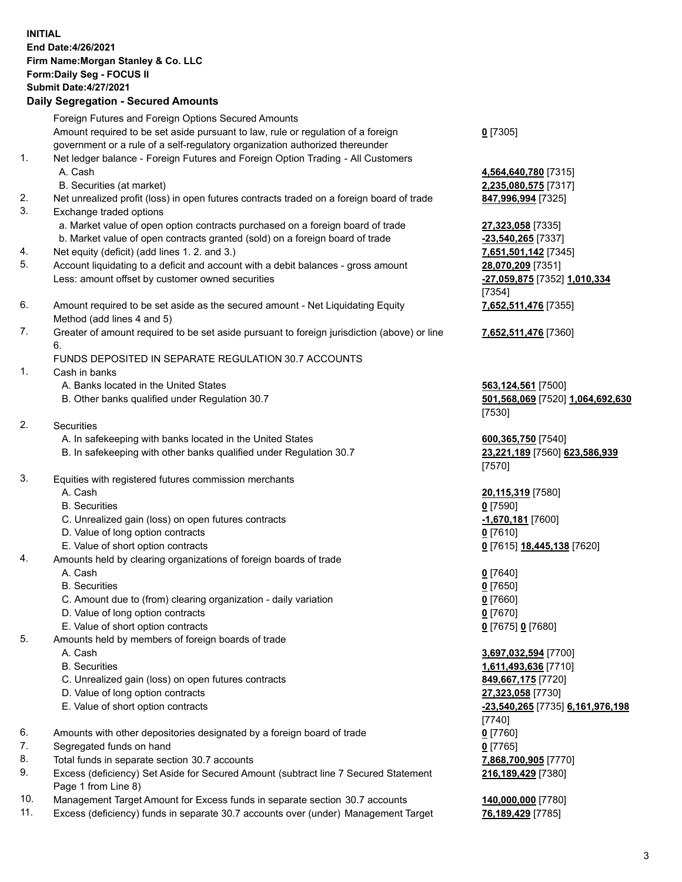**INITIAL**
**End Date:4/26/2021**
**Firm Name:Morgan Stanley & Co. LLC**
**Form:Daily Seg - FOCUS II**
**Submit Date:4/27/2021**

### Daily Segregation - Secured Amounts

| | | |
|---|---|---|
| | Foreign Futures and Foreign Options Secured Amounts | |
| | Amount required to be set aside pursuant to law, rule or regulation of a foreign government or a rule of a self-regulatory organization authorized thereunder | **0** [7305] |
| 1. | Net ledger balance - Foreign Futures and Foreign Option Trading - All Customers | |
| | A. Cash | **4,564,640,780** [7315] |
| | B. Securities (at market) | **2,235,080,575** [7317] |
| 2. | Net unrealized profit (loss) in open futures contracts traded on a foreign board of trade | **847,996,994** [7325] |
| 3. | Exchange traded options | |
| | a. Market value of open option contracts purchased on a foreign board of trade | **27,323,058** [7335] |
| | b. Market value of open contracts granted (sold) on a foreign board of trade | **-23,540,265** [7337] |
| 4. | Net equity (deficit) (add lines 1. 2. and 3.) | **7,651,501,142** [7345] |
| 5. | Account liquidating to a deficit and account with a debit balances - gross amount | **28,070,209** [7351] |
| | Less: amount offset by customer owned securities | **-27,059,875** [7352] **1,010,334** [7354] |
| 6. | Amount required to be set aside as the secured amount - Net Liquidating Equity Method (add lines 4 and 5) | **7,652,511,476** [7355] |
| 7. | Greater of amount required to be set aside pursuant to foreign jurisdiction (above) or line 6. | **7,652,511,476** [7360] |
| | FUNDS DEPOSITED IN SEPARATE REGULATION 30.7 ACCOUNTS | |
| 1. | Cash in banks | |
| | A. Banks located in the United States | **563,124,561** [7500] |
| | B. Other banks qualified under Regulation 30.7 | **501,568,069** [7520] **1,064,692,630** [7530] |
| 2. | Securities | |
| | A. In safekeeping with banks located in the United States | **600,365,750** [7540] |
| | B. In safekeeping with other banks qualified under Regulation 30.7 | **23,221,189** [7560] **623,586,939** [7570] |
| 3. | Equities with registered futures commission merchants | |
| | A. Cash | **20,115,319** [7580] |
| | B. Securities | **0** [7590] |
| | C. Unrealized gain (loss) on open futures contracts | **-1,670,181** [7600] |
| | D. Value of long option contracts | **0** [7610] |
| | E. Value of short option contracts | **0** [7615] **18,445,138** [7620] |
| 4. | Amounts held by clearing organizations of foreign boards of trade | |
| | A. Cash | **0** [7640] |
| | B. Securities | **0** [7650] |
| | C. Amount due to (from) clearing organization - daily variation | **0** [7660] |
| | D. Value of long option contracts | **0** [7670] |
| | E. Value of short option contracts | **0** [7675] **0** [7680] |
| 5. | Amounts held by members of foreign boards of trade | |
| | A. Cash | **3,697,032,594** [7700] |
| | B. Securities | **1,611,493,636** [7710] |
| | C. Unrealized gain (loss) on open futures contracts | **849,667,175** [7720] |
| | D. Value of long option contracts | **27,323,058** [7730] |
| | E. Value of short option contracts | **-23,540,265** [7735] **6,161,976,198** [7740] |
| 6. | Amounts with other depositories designated by a foreign board of trade | **0** [7760] |
| 7. | Segregated funds on hand | **0** [7765] |
| 8. | Total funds in separate section 30.7 accounts | **7,868,700,905** [7770] |
| 9. | Excess (deficiency) Set Aside for Secured Amount (subtract line 7 Secured Statement Page 1 from Line 8) | **216,189,429** [7380] |
| 10. | Management Target Amount for Excess funds in separate section 30.7 accounts | **140,000,000** [7780] |
| 11. | Excess (deficiency) funds in separate 30.7 accounts over (under) Management Target | **76,189,429** [7785] |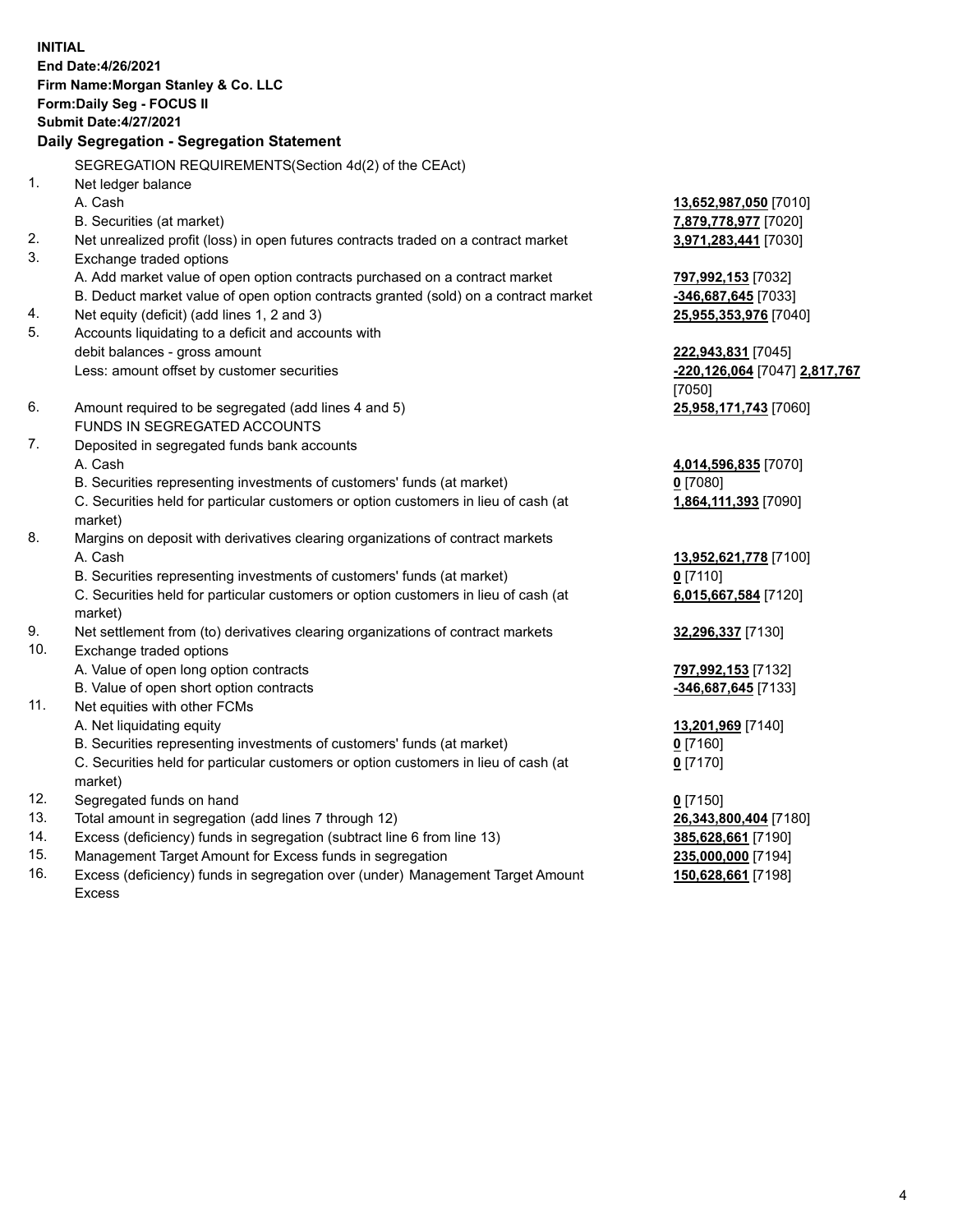**INITIAL**
**End Date:4/26/2021**
**Firm Name:Morgan Stanley & Co. LLC**
**Form:Daily Seg - FOCUS II**
**Submit Date:4/27/2021**

### Daily Segregation - Segregation Statement

SEGREGATION REQUIREMENTS(Section 4d(2) of the CEAct)

| | | |
|---|---|---|
| 1. | Net ledger balance | |
| | A. Cash | **13,652,987,050** [7010] |
| | B. Securities (at market) | **7,879,778,977** [7020] |
| 2. | Net unrealized profit (loss) in open futures contracts traded on a contract market | **3,971,283,441** [7030] |
| 3. | Exchange traded options | |
| | A. Add market value of open option contracts purchased on a contract market | **797,992,153** [7032] |
| | B. Deduct market value of open option contracts granted (sold) on a contract market | **-346,687,645** [7033] |
| 4. | Net equity (deficit) (add lines 1, 2 and 3) | **25,955,353,976** [7040] |
| 5. | Accounts liquidating to a deficit and accounts with debit balances - gross amount | **222,943,831** [7045] |
| | Less: amount offset by customer securities | **-220,126,064** [7047] **2,817,767** [7050] |
| 6. | Amount required to be segregated (add lines 4 and 5) | **25,958,171,743** [7060] |
| | FUNDS IN SEGREGATED ACCOUNTS | |
| 7. | Deposited in segregated funds bank accounts | |
| | A. Cash | **4,014,596,835** [7070] |
| | B. Securities representing investments of customers' funds (at market) | **0** [7080] |
| | C. Securities held for particular customers or option customers in lieu of cash (at market) | **1,864,111,393** [7090] |
| 8. | Margins on deposit with derivatives clearing organizations of contract markets | |
| | A. Cash | **13,952,621,778** [7100] |
| | B. Securities representing investments of customers' funds (at market) | **0** [7110] |
| | C. Securities held for particular customers or option customers in lieu of cash (at market) | **6,015,667,584** [7120] |
| 9. | Net settlement from (to) derivatives clearing organizations of contract markets | **32,296,337** [7130] |
| 10. | Exchange traded options | |
| | A. Value of open long option contracts | **797,992,153** [7132] |
| | B. Value of open short option contracts | **-346,687,645** [7133] |
| 11. | Net equities with other FCMs | |
| | A. Net liquidating equity | **13,201,969** [7140] |
| | B. Securities representing investments of customers' funds (at market) | **0** [7160] |
| | C. Securities held for particular customers or option customers in lieu of cash (at market) | **0** [7170] |
| 12. | Segregated funds on hand | **0** [7150] |
| 13. | Total amount in segregation (add lines 7 through 12) | **26,343,800,404** [7180] |
| 14. | Excess (deficiency) funds in segregation (subtract line 6 from line 13) | **385,628,661** [7190] |
| 15. | Management Target Amount for Excess funds in segregation | **235,000,000** [7194] |
| 16. | Excess (deficiency) funds in segregation over (under) Management Target Amount Excess | **150,628,661** [7198] |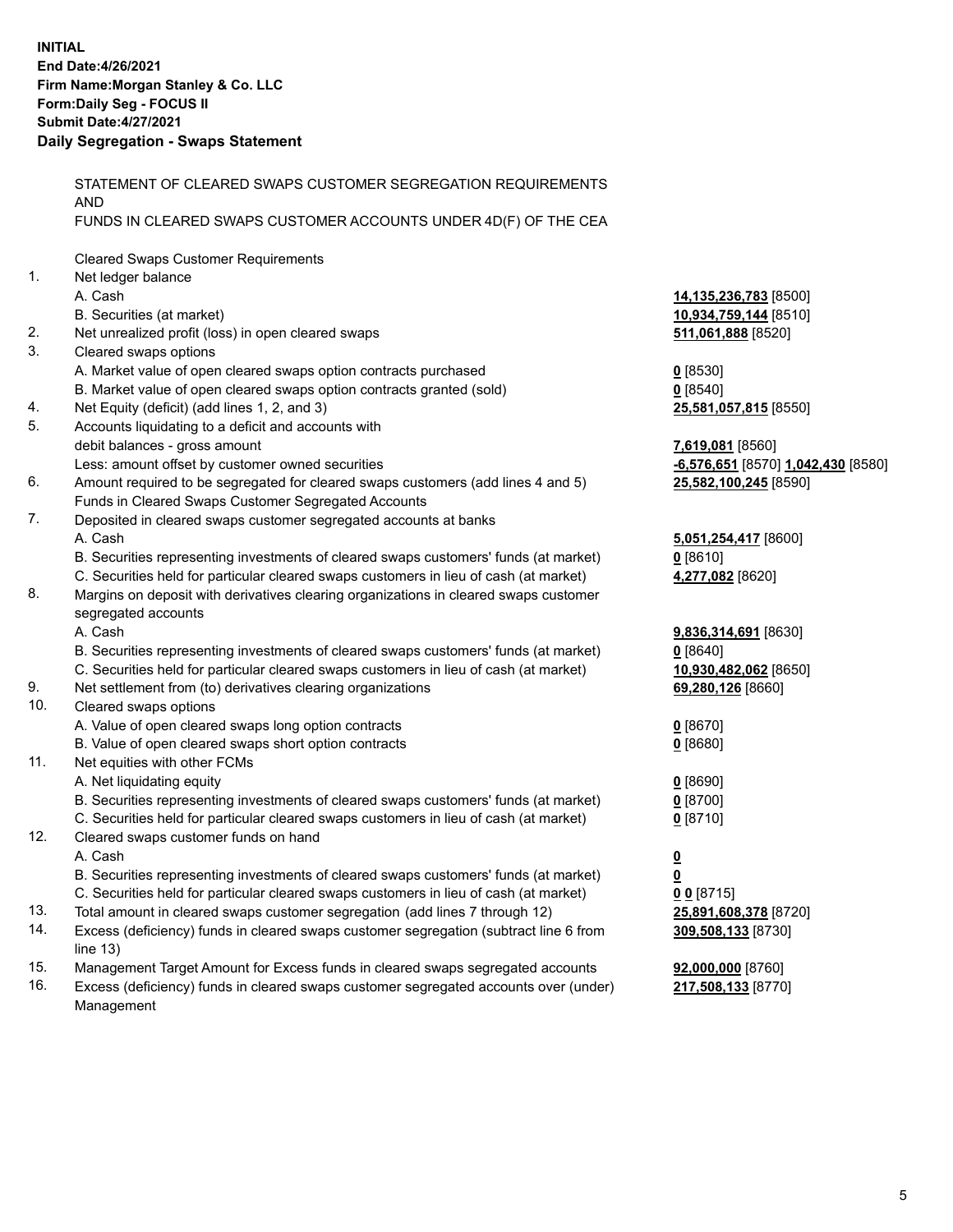**INITIAL**
**End Date:4/26/2021**
**Firm Name:Morgan Stanley & Co. LLC**
**Form:Daily Seg - FOCUS II**
**Submit Date:4/27/2021**
**Daily Segregation - Swaps Statement**

STATEMENT OF CLEARED SWAPS CUSTOMER SEGREGATION REQUIREMENTS AND FUNDS IN CLEARED SWAPS CUSTOMER ACCOUNTS UNDER 4D(F) OF THE CEA

| | | |
|---|---|---|
| | Cleared Swaps Customer Requirements | |
| 1. | Net ledger balance | |
| | A. Cash | **14,135,236,783** [8500] |
| | B. Securities (at market) | **10,934,759,144** [8510] |
| 2. | Net unrealized profit (loss) in open cleared swaps | **511,061,888** [8520] |
| 3. | Cleared swaps options | |
| | A. Market value of open cleared swaps option contracts purchased | **0** [8530] |
| | B. Market value of open cleared swaps option contracts granted (sold) | **0** [8540] |
| 4. | Net Equity (deficit) (add lines 1, 2, and 3) | **25,581,057,815** [8550] |
| 5. | Accounts liquidating to a deficit and accounts with debit balances - gross amount | **7,619,081** [8560] |
| | Less: amount offset by customer owned securities | **-6,576,651** [8570] **1,042,430** [8580] |
| 6. | Amount required to be segregated for cleared swaps customers (add lines 4 and 5) | **25,582,100,245** [8590] |
| | Funds in Cleared Swaps Customer Segregated Accounts | |
| 7. | Deposited in cleared swaps customer segregated accounts at banks | |
| | A. Cash | **5,051,254,417** [8600] |
| | B. Securities representing investments of cleared swaps customers' funds (at market) | **0** [8610] |
| | C. Securities held for particular cleared swaps customers in lieu of cash (at market) | **4,277,082** [8620] |
| 8. | Margins on deposit with derivatives clearing organizations in cleared swaps customer segregated accounts | |
| | A. Cash | **9,836,314,691** [8630] |
| | B. Securities representing investments of cleared swaps customers' funds (at market) | **0** [8640] |
| | C. Securities held for particular cleared swaps customers in lieu of cash (at market) | **10,930,482,062** [8650] |
| 9. | Net settlement from (to) derivatives clearing organizations | **69,280,126** [8660] |
| 10. | Cleared swaps options | |
| | A. Value of open cleared swaps long option contracts | **0** [8670] |
| | B. Value of open cleared swaps short option contracts | **0** [8680] |
| 11. | Net equities with other FCMs | |
| | A. Net liquidating equity | **0** [8690] |
| | B. Securities representing investments of cleared swaps customers' funds (at market) | **0** [8700] |
| | C. Securities held for particular cleared swaps customers in lieu of cash (at market) | **0** [8710] |
| 12. | Cleared swaps customer funds on hand | |
| | A. Cash | **0** |
| | B. Securities representing investments of cleared swaps customers' funds (at market) | **0** |
| | C. Securities held for particular cleared swaps customers in lieu of cash (at market) | **0** **0** [8715] |
| 13. | Total amount in cleared swaps customer segregation (add lines 7 through 12) | **25,891,608,378** [8720] |
| 14. | Excess (deficiency) funds in cleared swaps customer segregation (subtract line 6 from line 13) | **309,508,133** [8730] |
| 15. | Management Target Amount for Excess funds in cleared swaps segregated accounts | **92,000,000** [8760] |
| 16. | Excess (deficiency) funds in cleared swaps customer segregated accounts over (under) Management | **217,508,133** [8770] |